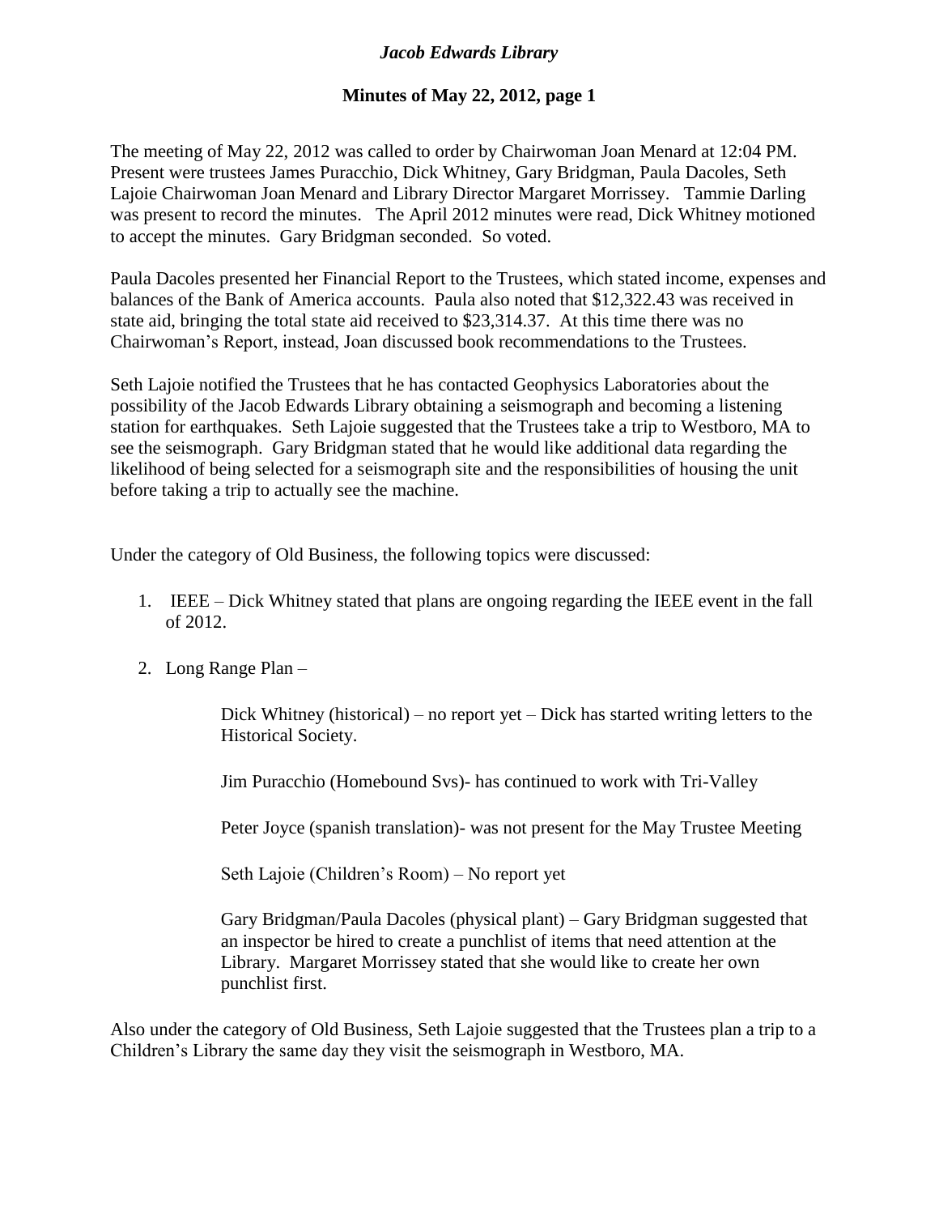# *Jacob Edwards Library*

## Minutes of May 22, 2012, page 1

The meeting of May 22, 2012 was called to order by Chairwoman Joan Menard at 12:04 PM. Present were trustees James Puracchio, Dick Whitney, Gary Bridgman, Paula Dacoles, Seth Lajoie Chairwoman Joan Menard and Library Director Margaret Morrissey. Tammie Darling was present to record the minutes. The April 2012 minutes were read, Dick Whitney motioned to accept the minutes. Gary Bridgman seconded. So voted.

Paula Dacoles presented her Financial Report to the Trustees, which stated income, expenses and balances of the Bank of America accounts. Paula also noted that $12,322.43 was received in state aid, bringing the total state aid received to $23,314.37. At this time there was no Chairwoman's Report, instead, Joan discussed book recommendations to the Trustees.

Seth Lajoie notified the Trustees that he has contacted Geophysics Laboratories about the possibility of the Jacob Edwards Library obtaining a seismograph and becoming a listening station for earthquakes. Seth Lajoie suggested that the Trustees take a trip to Westboro, MA to see the seismograph. Gary Bridgman stated that he would like additional data regarding the likelihood of being selected for a seismograph site and the responsibilities of housing the unit before taking a trip to actually see the machine.

Under the category of Old Business, the following topics were discussed:

1. IEEE – Dick Whitney stated that plans are ongoing regarding the IEEE event in the fall of 2012.

2. Long Range Plan –

   Dick Whitney (historical) – no report yet – Dick has started writing letters to the Historical Society.

   Jim Puracchio (Homebound Svs)- has continued to work with Tri-Valley

   Peter Joyce (spanish translation)- was not present for the May Trustee Meeting

   Seth Lajoie (Children's Room) – No report yet

   Gary Bridgman/Paula Dacoles (physical plant) – Gary Bridgman suggested that an inspector be hired to create a punchlist of items that need attention at the Library. Margaret Morrissey stated that she would like to create her own punchlist first.

Also under the category of Old Business, Seth Lajoie suggested that the Trustees plan a trip to a Children's Library the same day they visit the seismograph in Westboro, MA.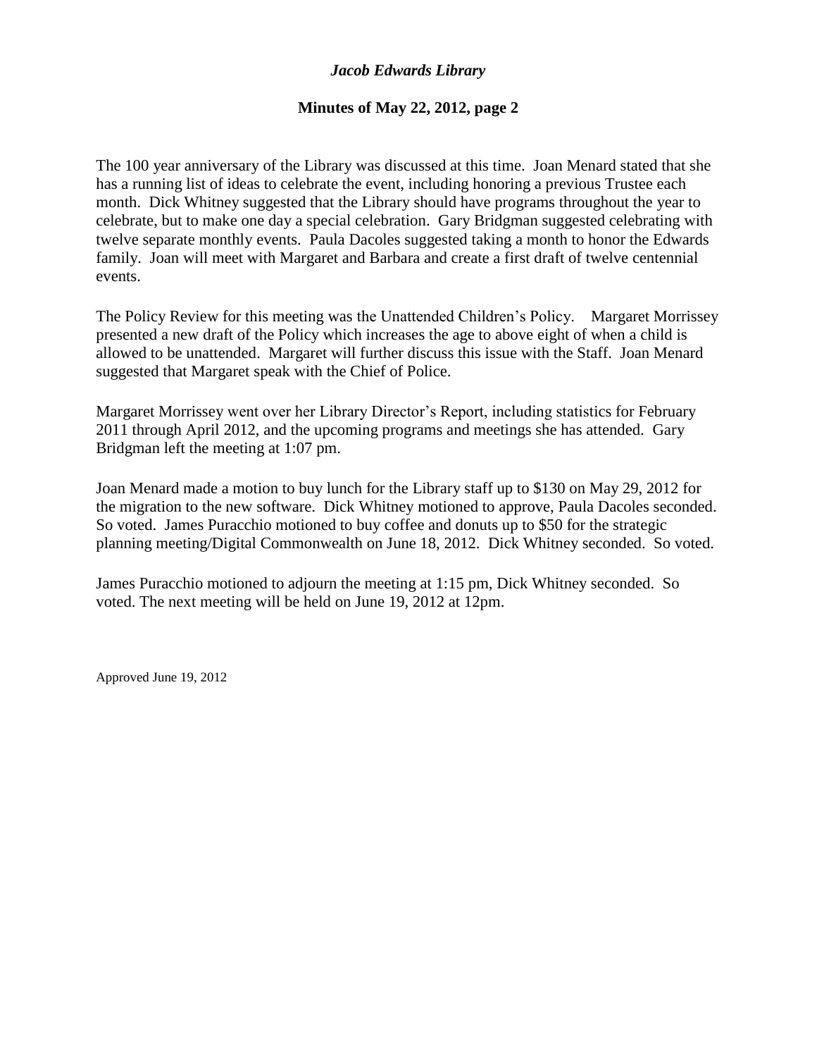The 100 year anniversary of the Library was discussed at this time. Joan Menard stated that she has a running list of ideas to celebrate the event, including honoring a previous Trustee each month. Dick Whitney suggested that the Library should have programs throughout the year to celebrate, but to make one day a special celebration. Gary Bridgman suggested celebrating with twelve separate monthly events. Paula Dacoles suggested taking a month to honor the Edwards family. Joan will meet with Margaret and Barbara and create a first draft of twelve centennial events.

The Policy Review for this meeting was the Unattended Children's Policy. Margaret Morrissey presented a new draft of the Policy which increases the age to above eight of when a child is allowed to be unattended. Margaret will further discuss this issue with the Staff. Joan Menard suggested that Margaret speak with the Chief of Police.

Margaret Morrissey went over her Library Director's Report, including statistics for February 2011 through April 2012, and the upcoming programs and meetings she has attended. Gary Bridgman left the meeting at 1:07 pm.

Joan Menard made a motion to buy lunch for the Library staff up to $130 on May 29, 2012 for the migration to the new software. Dick Whitney motioned to approve, Paula Dacoles seconded. So voted. James Puracchio motioned to buy coffee and donuts up to $50 for the strategic planning meeting/Digital Commonwealth on June 18, 2012. Dick Whitney seconded. So voted.

James Puracchio motioned to adjourn the meeting at 1:15 pm, Dick Whitney seconded. So voted. The next meeting will be held on June 19, 2012 at 12pm.

Approved June 19, 2012